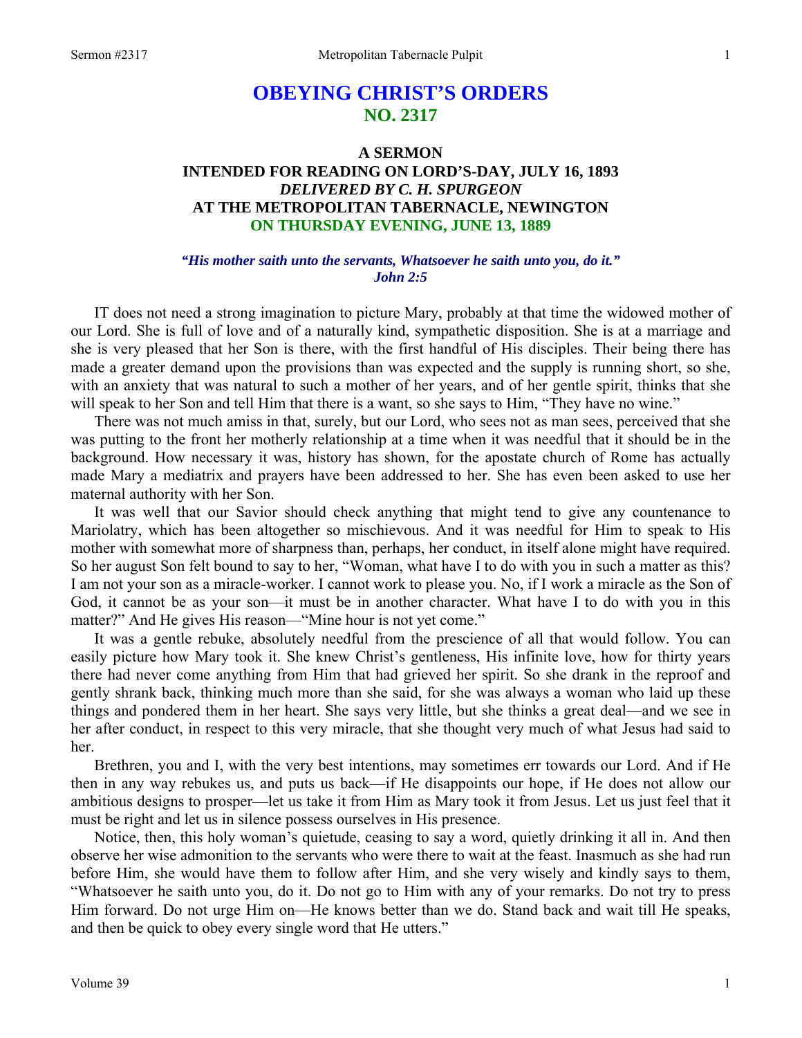# OBEYING CHRIST'S ORDERS
## NO. 2317

### A SERMON
### INTENDED FOR READING ON LORD'S-DAY, JULY 16, 1893
### *DELIVERED BY C. H. SPURGEON*
### AT THE METROPOLITAN TABERNACLE, NEWINGTON
### ON THURSDAY EVENING, JUNE 13, 1889

***"His mother saith unto the servants, Whatsoever he saith unto you, do it."***
***John 2:5***

IT does not need a strong imagination to picture Mary, probably at that time the widowed mother of our Lord. She is full of love and of a naturally kind, sympathetic disposition. She is at a marriage and she is very pleased that her Son is there, with the first handful of His disciples. Their being there has made a greater demand upon the provisions than was expected and the supply is running short, so she, with an anxiety that was natural to such a mother of her years, and of her gentle spirit, thinks that she will speak to her Son and tell Him that there is a want, so she says to Him, "They have no wine."

There was not much amiss in that, surely, but our Lord, who sees not as man sees, perceived that she was putting to the front her motherly relationship at a time when it was needful that it should be in the background. How necessary it was, history has shown, for the apostate church of Rome has actually made Mary a mediatrix and prayers have been addressed to her. She has even been asked to use her maternal authority with her Son.

It was well that our Savior should check anything that might tend to give any countenance to Mariolatry, which has been altogether so mischievous. And it was needful for Him to speak to His mother with somewhat more of sharpness than, perhaps, her conduct, in itself alone might have required. So her august Son felt bound to say to her, "Woman, what have I to do with you in such a matter as this? I am not your son as a miracle-worker. I cannot work to please you. No, if I work a miracle as the Son of God, it cannot be as your son—it must be in another character. What have I to do with you in this matter?" And He gives His reason—"Mine hour is not yet come."

It was a gentle rebuke, absolutely needful from the prescience of all that would follow. You can easily picture how Mary took it. She knew Christ's gentleness, His infinite love, how for thirty years there had never come anything from Him that had grieved her spirit. So she drank in the reproof and gently shrank back, thinking much more than she said, for she was always a woman who laid up these things and pondered them in her heart. She says very little, but she thinks a great deal—and we see in her after conduct, in respect to this very miracle, that she thought very much of what Jesus had said to her.

Brethren, you and I, with the very best intentions, may sometimes err towards our Lord. And if He then in any way rebukes us, and puts us back—if He disappoints our hope, if He does not allow our ambitious designs to prosper—let us take it from Him as Mary took it from Jesus. Let us just feel that it must be right and let us in silence possess ourselves in His presence.

Notice, then, this holy woman's quietude, ceasing to say a word, quietly drinking it all in. And then observe her wise admonition to the servants who were there to wait at the feast. Inasmuch as she had run before Him, she would have them to follow after Him, and she very wisely and kindly says to them, "Whatsoever he saith unto you, do it. Do not go to Him with any of your remarks. Do not try to press Him forward. Do not urge Him on—He knows better than we do. Stand back and wait till He speaks, and then be quick to obey every single word that He utters."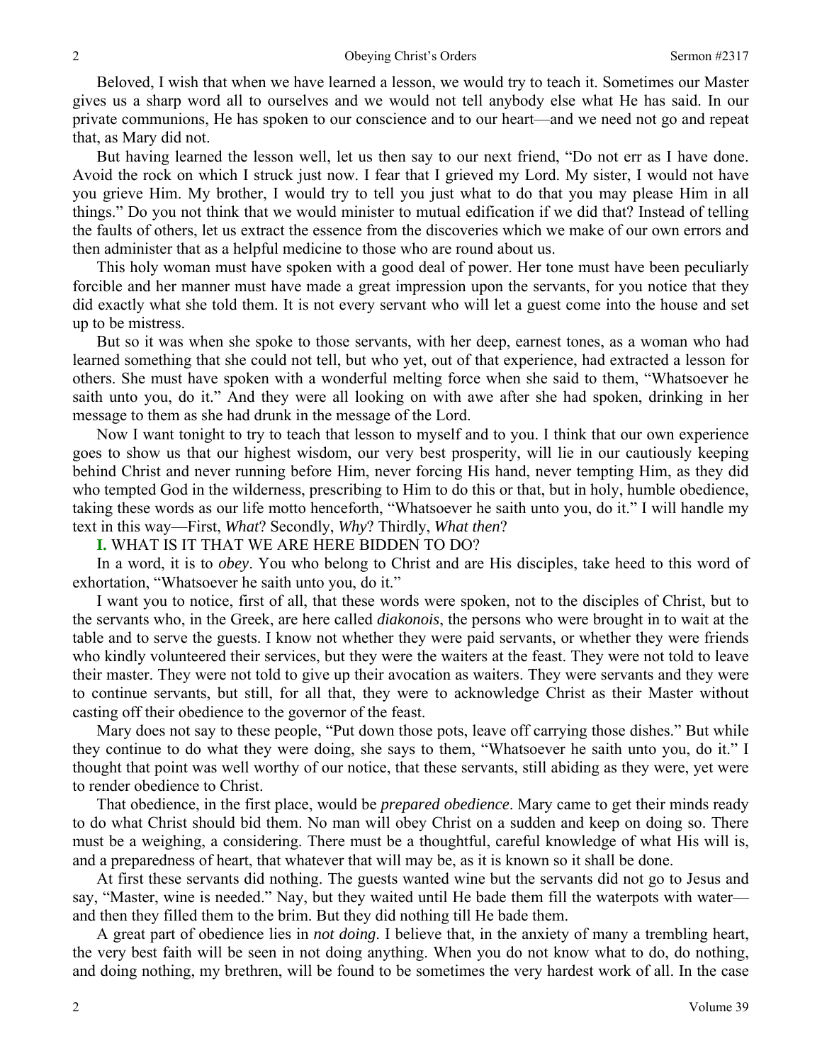Beloved, I wish that when we have learned a lesson, we would try to teach it. Sometimes our Master gives us a sharp word all to ourselves and we would not tell anybody else what He has said. In our private communions, He has spoken to our conscience and to our heart—and we need not go and repeat that, as Mary did not.

But having learned the lesson well, let us then say to our next friend, "Do not err as I have done. Avoid the rock on which I struck just now. I fear that I grieved my Lord. My sister, I would not have you grieve Him. My brother, I would try to tell you just what to do that you may please Him in all things." Do you not think that we would minister to mutual edification if we did that? Instead of telling the faults of others, let us extract the essence from the discoveries which we make of our own errors and then administer that as a helpful medicine to those who are round about us.

This holy woman must have spoken with a good deal of power. Her tone must have been peculiarly forcible and her manner must have made a great impression upon the servants, for you notice that they did exactly what she told them. It is not every servant who will let a guest come into the house and set up to be mistress.

But so it was when she spoke to those servants, with her deep, earnest tones, as a woman who had learned something that she could not tell, but who yet, out of that experience, had extracted a lesson for others. She must have spoken with a wonderful melting force when she said to them, "Whatsoever he saith unto you, do it." And they were all looking on with awe after she had spoken, drinking in her message to them as she had drunk in the message of the Lord.

Now I want tonight to try to teach that lesson to myself and to you. I think that our own experience goes to show us that our highest wisdom, our very best prosperity, will lie in our cautiously keeping behind Christ and never running before Him, never forcing His hand, never tempting Him, as they did who tempted God in the wilderness, prescribing to Him to do this or that, but in holy, humble obedience, taking these words as our life motto henceforth, "Whatsoever he saith unto you, do it." I will handle my text in this way—First, *What*? Secondly, *Why*? Thirdly, *What then*?

**I.** WHAT IS IT THAT WE ARE HERE BIDDEN TO DO?

In a word, it is to *obey*. You who belong to Christ and are His disciples, take heed to this word of exhortation, "Whatsoever he saith unto you, do it."

I want you to notice, first of all, that these words were spoken, not to the disciples of Christ, but to the servants who, in the Greek, are here called *diakonois*, the persons who were brought in to wait at the table and to serve the guests. I know not whether they were paid servants, or whether they were friends who kindly volunteered their services, but they were the waiters at the feast. They were not told to leave their master. They were not told to give up their avocation as waiters. They were servants and they were to continue servants, but still, for all that, they were to acknowledge Christ as their Master without casting off their obedience to the governor of the feast.

Mary does not say to these people, "Put down those pots, leave off carrying those dishes." But while they continue to do what they were doing, she says to them, "Whatsoever he saith unto you, do it." I thought that point was well worthy of our notice, that these servants, still abiding as they were, yet were to render obedience to Christ.

That obedience, in the first place, would be *prepared obedience*. Mary came to get their minds ready to do what Christ should bid them. No man will obey Christ on a sudden and keep on doing so. There must be a weighing, a considering. There must be a thoughtful, careful knowledge of what His will is, and a preparedness of heart, that whatever that will may be, as it is known so it shall be done.

At first these servants did nothing. The guests wanted wine but the servants did not go to Jesus and say, "Master, wine is needed." Nay, but they waited until He bade them fill the waterpots with water—and then they filled them to the brim. But they did nothing till He bade them.

A great part of obedience lies in *not doing*. I believe that, in the anxiety of many a trembling heart, the very best faith will be seen in not doing anything. When you do not know what to do, do nothing, and doing nothing, my brethren, will be found to be sometimes the very hardest work of all. In the case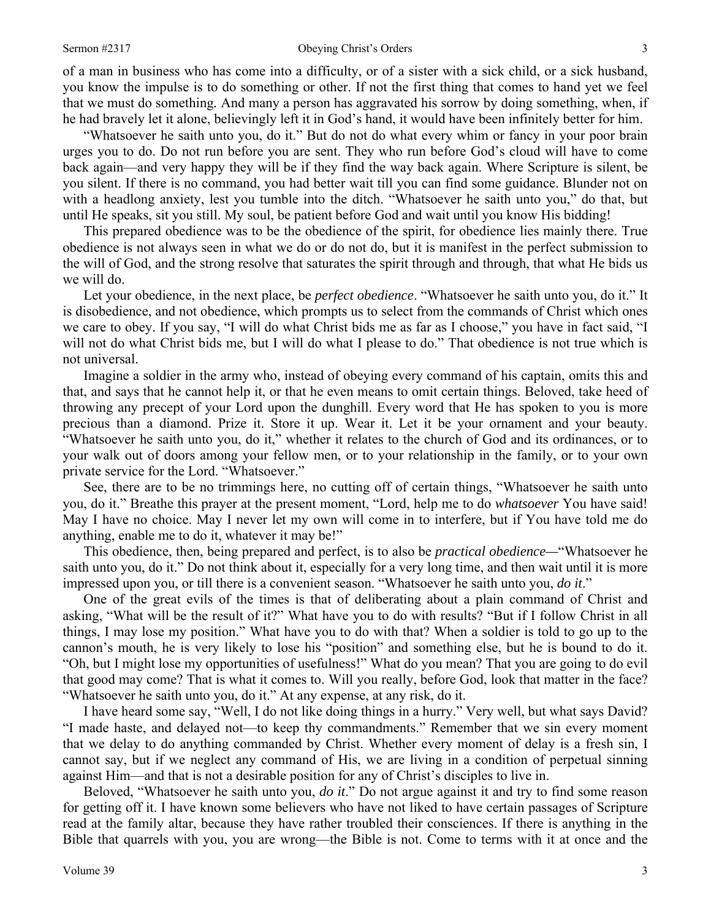of a man in business who has come into a difficulty, or of a sister with a sick child, or a sick husband, you know the impulse is to do something or other. If not the first thing that comes to hand yet we feel that we must do something. And many a person has aggravated his sorrow by doing something, when, if he had bravely let it alone, believingly left it in God's hand, it would have been infinitely better for him.

"Whatsoever he saith unto you, do it." But do not do what every whim or fancy in your poor brain urges you to do. Do not run before you are sent. They who run before God's cloud will have to come back again—and very happy they will be if they find the way back again. Where Scripture is silent, be you silent. If there is no command, you had better wait till you can find some guidance. Blunder not on with a headlong anxiety, lest you tumble into the ditch. "Whatsoever he saith unto you," do that, but until He speaks, sit you still. My soul, be patient before God and wait until you know His bidding!

This prepared obedience was to be the obedience of the spirit, for obedience lies mainly there. True obedience is not always seen in what we do or do not do, but it is manifest in the perfect submission to the will of God, and the strong resolve that saturates the spirit through and through, that what He bids us we will do.

Let your obedience, in the next place, be *perfect obedience*. "Whatsoever he saith unto you, do it." It is disobedience, and not obedience, which prompts us to select from the commands of Christ which ones we care to obey. If you say, "I will do what Christ bids me as far as I choose," you have in fact said, "I will not do what Christ bids me, but I will do what I please to do." That obedience is not true which is not universal.

Imagine a soldier in the army who, instead of obeying every command of his captain, omits this and that, and says that he cannot help it, or that he even means to omit certain things. Beloved, take heed of throwing any precept of your Lord upon the dunghill. Every word that He has spoken to you is more precious than a diamond. Prize it. Store it up. Wear it. Let it be your ornament and your beauty. "Whatsoever he saith unto you, do it," whether it relates to the church of God and its ordinances, or to your walk out of doors among your fellow men, or to your relationship in the family, or to your own private service for the Lord. "Whatsoever."

See, there are to be no trimmings here, no cutting off of certain things, "Whatsoever he saith unto you, do it." Breathe this prayer at the present moment, "Lord, help me to do *whatsoever* You have said! May I have no choice. May I never let my own will come in to interfere, but if You have told me do anything, enable me to do it, whatever it may be!"

This obedience, then, being prepared and perfect, is to also be *practical obedience—*"Whatsoever he saith unto you, do it." Do not think about it, especially for a very long time, and then wait until it is more impressed upon you, or till there is a convenient season. "Whatsoever he saith unto you, *do it*."

One of the great evils of the times is that of deliberating about a plain command of Christ and asking, "What will be the result of it?" What have you to do with results? "But if I follow Christ in all things, I may lose my position." What have you to do with that? When a soldier is told to go up to the cannon's mouth, he is very likely to lose his "position" and something else, but he is bound to do it. "Oh, but I might lose my opportunities of usefulness!" What do you mean? That you are going to do evil that good may come? That is what it comes to. Will you really, before God, look that matter in the face? "Whatsoever he saith unto you, do it." At any expense, at any risk, do it.

I have heard some say, "Well, I do not like doing things in a hurry." Very well, but what says David? "I made haste, and delayed not—to keep thy commandments." Remember that we sin every moment that we delay to do anything commanded by Christ. Whether every moment of delay is a fresh sin, I cannot say, but if we neglect any command of His, we are living in a condition of perpetual sinning against Him—and that is not a desirable position for any of Christ's disciples to live in.

Beloved, "Whatsoever he saith unto you, *do it*." Do not argue against it and try to find some reason for getting off it. I have known some believers who have not liked to have certain passages of Scripture read at the family altar, because they have rather troubled their consciences. If there is anything in the Bible that quarrels with you, you are wrong—the Bible is not. Come to terms with it at once and the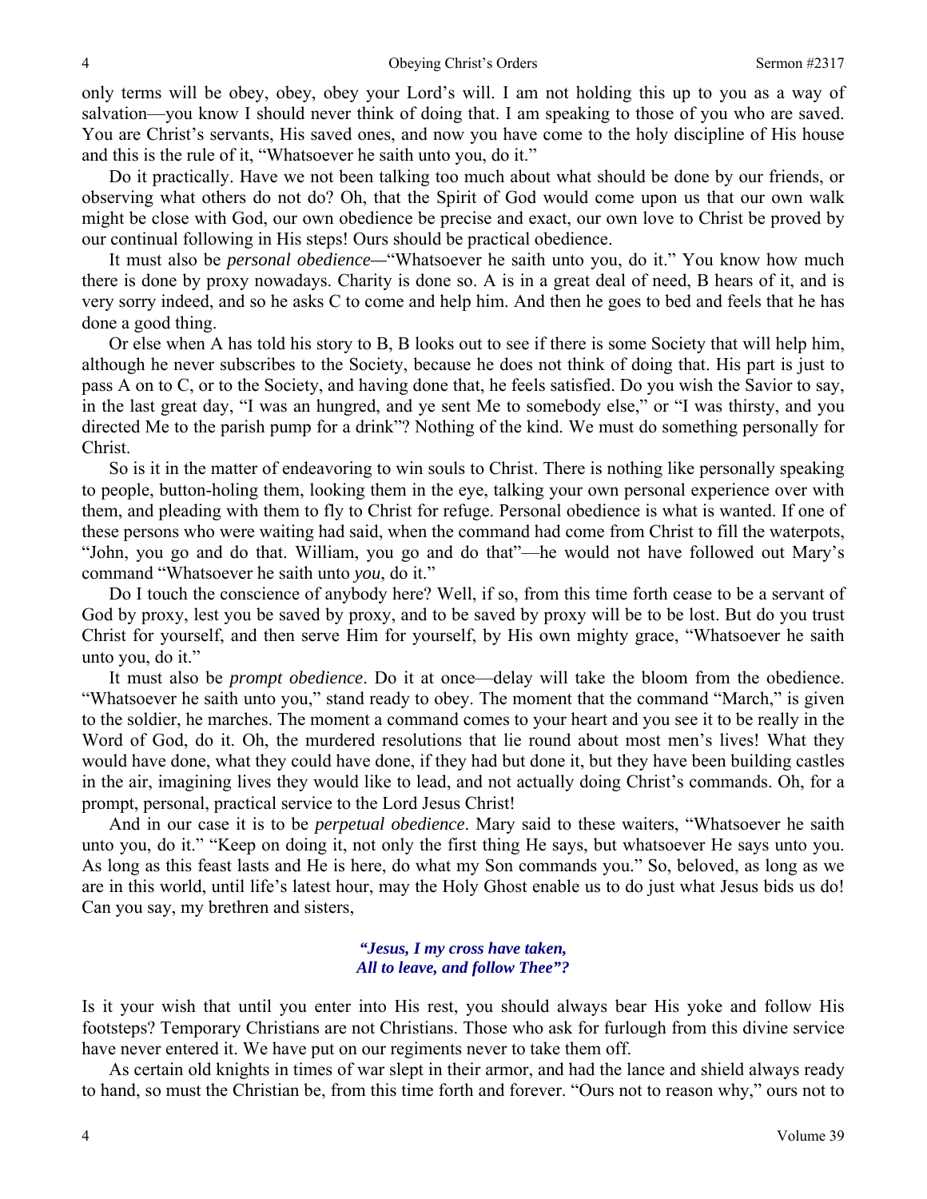only terms will be obey, obey, obey your Lord's will. I am not holding this up to you as a way of salvation—you know I should never think of doing that. I am speaking to those of you who are saved. You are Christ's servants, His saved ones, and now you have come to the holy discipline of His house and this is the rule of it, "Whatsoever he saith unto you, do it."

Do it practically. Have we not been talking too much about what should be done by our friends, or observing what others do not do? Oh, that the Spirit of God would come upon us that our own walk might be close with God, our own obedience be precise and exact, our own love to Christ be proved by our continual following in His steps! Ours should be practical obedience.

It must also be *personal obedience*—"Whatsoever he saith unto you, do it." You know how much there is done by proxy nowadays. Charity is done so. A is in a great deal of need, B hears of it, and is very sorry indeed, and so he asks C to come and help him. And then he goes to bed and feels that he has done a good thing.

Or else when A has told his story to B, B looks out to see if there is some Society that will help him, although he never subscribes to the Society, because he does not think of doing that. His part is just to pass A on to C, or to the Society, and having done that, he feels satisfied. Do you wish the Savior to say, in the last great day, "I was an hungred, and ye sent Me to somebody else," or "I was thirsty, and you directed Me to the parish pump for a drink"? Nothing of the kind. We must do something personally for Christ.

So is it in the matter of endeavoring to win souls to Christ. There is nothing like personally speaking to people, button-holing them, looking them in the eye, talking your own personal experience over with them, and pleading with them to fly to Christ for refuge. Personal obedience is what is wanted. If one of these persons who were waiting had said, when the command had come from Christ to fill the waterpots, "John, you go and do that. William, you go and do that"—he would not have followed out Mary's command "Whatsoever he saith unto *you*, do it."

Do I touch the conscience of anybody here? Well, if so, from this time forth cease to be a servant of God by proxy, lest you be saved by proxy, and to be saved by proxy will be to be lost. But do you trust Christ for yourself, and then serve Him for yourself, by His own mighty grace, "Whatsoever he saith unto you, do it."

It must also be *prompt obedience*. Do it at once—delay will take the bloom from the obedience. "Whatsoever he saith unto you," stand ready to obey. The moment that the command "March," is given to the soldier, he marches. The moment a command comes to your heart and you see it to be really in the Word of God, do it. Oh, the murdered resolutions that lie round about most men's lives! What they would have done, what they could have done, if they had but done it, but they have been building castles in the air, imagining lives they would like to lead, and not actually doing Christ's commands. Oh, for a prompt, personal, practical service to the Lord Jesus Christ!

And in our case it is to be *perpetual obedience*. Mary said to these waiters, "Whatsoever he saith unto you, do it." "Keep on doing it, not only the first thing He says, but whatsoever He says unto you. As long as this feast lasts and He is here, do what my Son commands you." So, beloved, as long as we are in this world, until life's latest hour, may the Holy Ghost enable us to do just what Jesus bids us do! Can you say, my brethren and sisters,

> ***"Jesus, I my cross have taken,***
> ***All to leave, and follow Thee"?***

Is it your wish that until you enter into His rest, you should always bear His yoke and follow His footsteps? Temporary Christians are not Christians. Those who ask for furlough from this divine service have never entered it. We have put on our regiments never to take them off.

As certain old knights in times of war slept in their armor, and had the lance and shield always ready to hand, so must the Christian be, from this time forth and forever. "Ours not to reason why," ours not to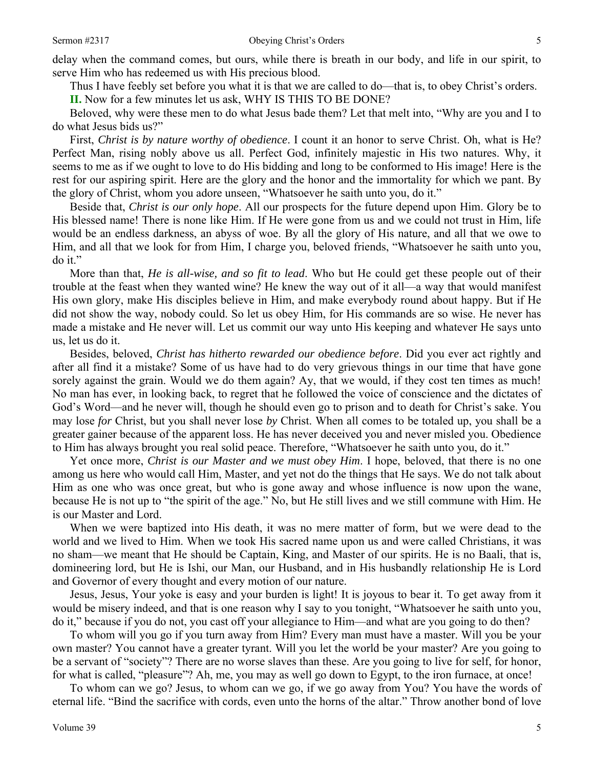delay when the command comes, but ours, while there is breath in our body, and life in our spirit, to serve Him who has redeemed us with His precious blood.

Thus I have feebly set before you what it is that we are called to do—that is, to obey Christ's orders.

**II.** Now for a few minutes let us ask, WHY IS THIS TO BE DONE?

Beloved, why were these men to do what Jesus bade them? Let that melt into, "Why are you and I to do what Jesus bids us?"

First, *Christ is by nature worthy of obedience*. I count it an honor to serve Christ. Oh, what is He? Perfect Man, rising nobly above us all. Perfect God, infinitely majestic in His two natures. Why, it seems to me as if we ought to love to do His bidding and long to be conformed to His image! Here is the rest for our aspiring spirit. Here are the glory and the honor and the immortality for which we pant. By the glory of Christ, whom you adore unseen, "Whatsoever he saith unto you, do it."

Beside that, *Christ is our only hope*. All our prospects for the future depend upon Him. Glory be to His blessed name! There is none like Him. If He were gone from us and we could not trust in Him, life would be an endless darkness, an abyss of woe. By all the glory of His nature, and all that we owe to Him, and all that we look for from Him, I charge you, beloved friends, "Whatsoever he saith unto you, do it."

More than that, *He is all-wise, and so fit to lead*. Who but He could get these people out of their trouble at the feast when they wanted wine? He knew the way out of it all—a way that would manifest His own glory, make His disciples believe in Him, and make everybody round about happy. But if He did not show the way, nobody could. So let us obey Him, for His commands are so wise. He never has made a mistake and He never will. Let us commit our way unto His keeping and whatever He says unto us, let us do it.

Besides, beloved, *Christ has hitherto rewarded our obedience before*. Did you ever act rightly and after all find it a mistake? Some of us have had to do very grievous things in our time that have gone sorely against the grain. Would we do them again? Ay, that we would, if they cost ten times as much! No man has ever, in looking back, to regret that he followed the voice of conscience and the dictates of God's Word—and he never will, though he should even go to prison and to death for Christ's sake. You may lose *for* Christ, but you shall never lose *by* Christ. When all comes to be totaled up, you shall be a greater gainer because of the apparent loss. He has never deceived you and never misled you. Obedience to Him has always brought you real solid peace. Therefore, "Whatsoever he saith unto you, do it."

Yet once more, *Christ is our Master and we must obey Him*. I hope, beloved, that there is no one among us here who would call Him, Master, and yet not do the things that He says. We do not talk about Him as one who was once great, but who is gone away and whose influence is now upon the wane, because He is not up to "the spirit of the age." No, but He still lives and we still commune with Him. He is our Master and Lord.

When we were baptized into His death, it was no mere matter of form, but we were dead to the world and we lived to Him. When we took His sacred name upon us and were called Christians, it was no sham—we meant that He should be Captain, King, and Master of our spirits. He is no Baali, that is, domineering lord, but He is Ishi, our Man, our Husband, and in His husbandly relationship He is Lord and Governor of every thought and every motion of our nature.

Jesus, Jesus, Your yoke is easy and your burden is light! It is joyous to bear it. To get away from it would be misery indeed, and that is one reason why I say to you tonight, "Whatsoever he saith unto you, do it," because if you do not, you cast off your allegiance to Him—and what are you going to do then?

To whom will you go if you turn away from Him? Every man must have a master. Will you be your own master? You cannot have a greater tyrant. Will you let the world be your master? Are you going to be a servant of "society"? There are no worse slaves than these. Are you going to live for self, for honor, for what is called, "pleasure"? Ah, me, you may as well go down to Egypt, to the iron furnace, at once!

To whom can we go? Jesus, to whom can we go, if we go away from You? You have the words of eternal life. "Bind the sacrifice with cords, even unto the horns of the altar." Throw another bond of love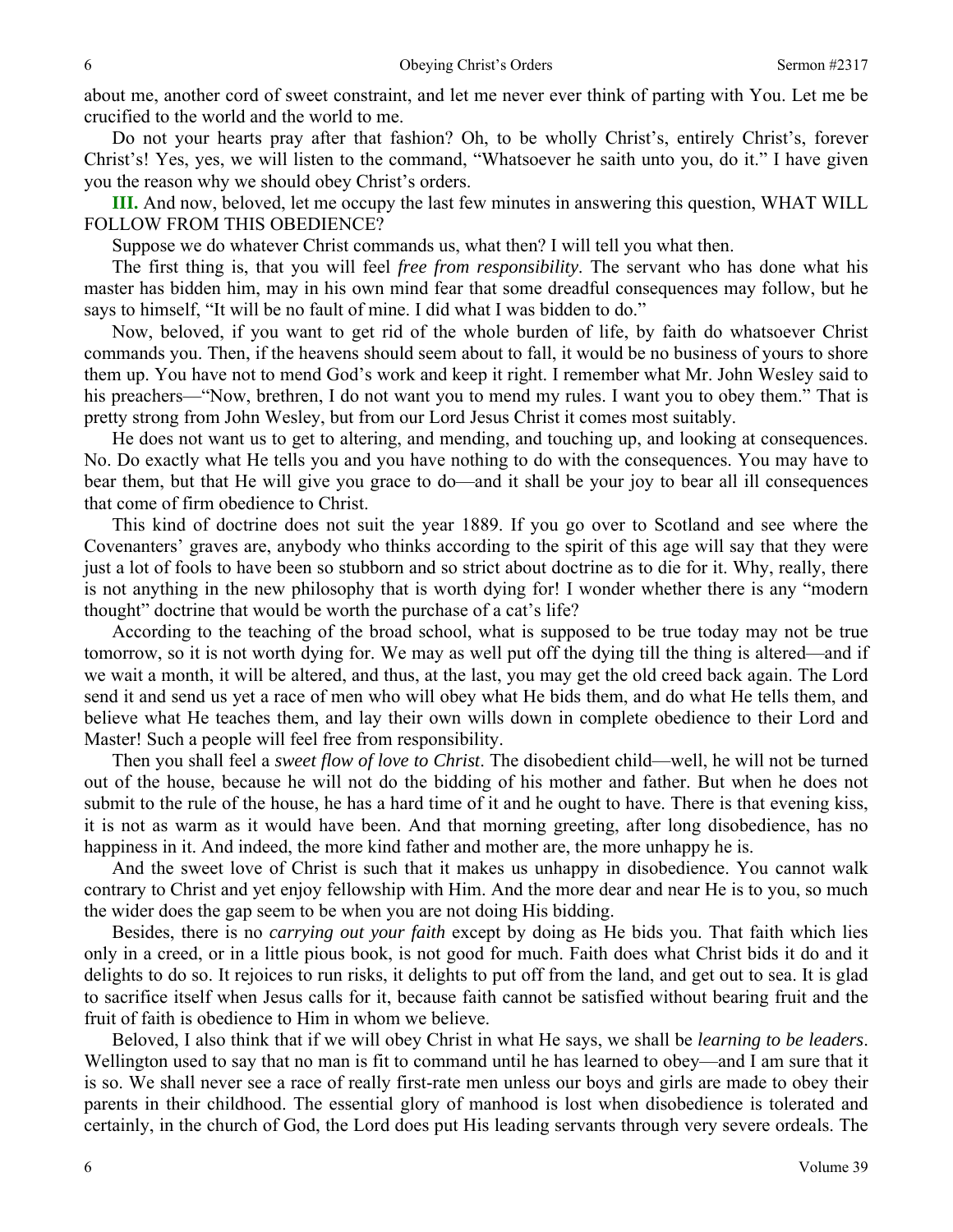about me, another cord of sweet constraint, and let me never ever think of parting with You. Let me be crucified to the world and the world to me.

Do not your hearts pray after that fashion? Oh, to be wholly Christ's, entirely Christ's, forever Christ's! Yes, yes, we will listen to the command, "Whatsoever he saith unto you, do it." I have given you the reason why we should obey Christ's orders.

**III.** And now, beloved, let me occupy the last few minutes in answering this question, WHAT WILL FOLLOW FROM THIS OBEDIENCE?

Suppose we do whatever Christ commands us, what then? I will tell you what then.

The first thing is, that you will feel *free from responsibility*. The servant who has done what his master has bidden him, may in his own mind fear that some dreadful consequences may follow, but he says to himself, "It will be no fault of mine. I did what I was bidden to do."

Now, beloved, if you want to get rid of the whole burden of life, by faith do whatsoever Christ commands you. Then, if the heavens should seem about to fall, it would be no business of yours to shore them up. You have not to mend God's work and keep it right. I remember what Mr. John Wesley said to his preachers—"Now, brethren, I do not want you to mend my rules. I want you to obey them." That is pretty strong from John Wesley, but from our Lord Jesus Christ it comes most suitably.

He does not want us to get to altering, and mending, and touching up, and looking at consequences. No. Do exactly what He tells you and you have nothing to do with the consequences. You may have to bear them, but that He will give you grace to do—and it shall be your joy to bear all ill consequences that come of firm obedience to Christ.

This kind of doctrine does not suit the year 1889. If you go over to Scotland and see where the Covenanters' graves are, anybody who thinks according to the spirit of this age will say that they were just a lot of fools to have been so stubborn and so strict about doctrine as to die for it. Why, really, there is not anything in the new philosophy that is worth dying for! I wonder whether there is any "modern thought" doctrine that would be worth the purchase of a cat's life?

According to the teaching of the broad school, what is supposed to be true today may not be true tomorrow, so it is not worth dying for. We may as well put off the dying till the thing is altered—and if we wait a month, it will be altered, and thus, at the last, you may get the old creed back again. The Lord send it and send us yet a race of men who will obey what He bids them, and do what He tells them, and believe what He teaches them, and lay their own wills down in complete obedience to their Lord and Master! Such a people will feel free from responsibility.

Then you shall feel a *sweet flow of love to Christ*. The disobedient child—well, he will not be turned out of the house, because he will not do the bidding of his mother and father. But when he does not submit to the rule of the house, he has a hard time of it and he ought to have. There is that evening kiss, it is not as warm as it would have been. And that morning greeting, after long disobedience, has no happiness in it. And indeed, the more kind father and mother are, the more unhappy he is.

And the sweet love of Christ is such that it makes us unhappy in disobedience. You cannot walk contrary to Christ and yet enjoy fellowship with Him. And the more dear and near He is to you, so much the wider does the gap seem to be when you are not doing His bidding.

Besides, there is no *carrying out your faith* except by doing as He bids you. That faith which lies only in a creed, or in a little pious book, is not good for much. Faith does what Christ bids it do and it delights to do so. It rejoices to run risks, it delights to put off from the land, and get out to sea. It is glad to sacrifice itself when Jesus calls for it, because faith cannot be satisfied without bearing fruit and the fruit of faith is obedience to Him in whom we believe.

Beloved, I also think that if we will obey Christ in what He says, we shall be *learning to be leaders*. Wellington used to say that no man is fit to command until he has learned to obey—and I am sure that it is so. We shall never see a race of really first-rate men unless our boys and girls are made to obey their parents in their childhood. The essential glory of manhood is lost when disobedience is tolerated and certainly, in the church of God, the Lord does put His leading servants through very severe ordeals. The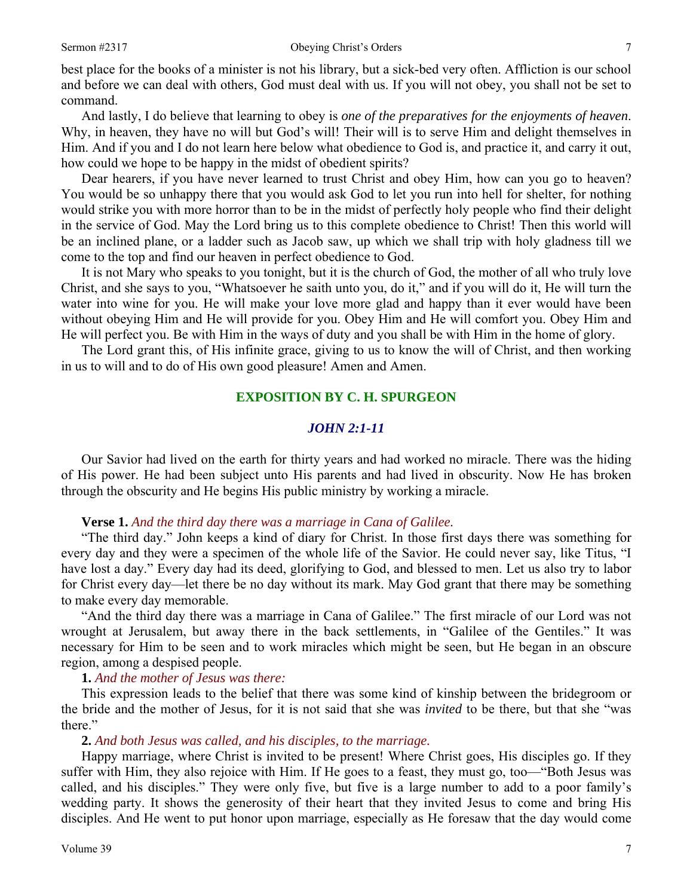best place for the books of a minister is not his library, but a sick-bed very often. Affliction is our school and before we can deal with others, God must deal with us. If you will not obey, you shall not be set to command.

And lastly, I do believe that learning to obey is *one of the preparatives for the enjoyments of heaven*. Why, in heaven, they have no will but God's will! Their will is to serve Him and delight themselves in Him. And if you and I do not learn here below what obedience to God is, and practice it, and carry it out, how could we hope to be happy in the midst of obedient spirits?

Dear hearers, if you have never learned to trust Christ and obey Him, how can you go to heaven? You would be so unhappy there that you would ask God to let you run into hell for shelter, for nothing would strike you with more horror than to be in the midst of perfectly holy people who find their delight in the service of God. May the Lord bring us to this complete obedience to Christ! Then this world will be an inclined plane, or a ladder such as Jacob saw, up which we shall trip with holy gladness till we come to the top and find our heaven in perfect obedience to God.

It is not Mary who speaks to you tonight, but it is the church of God, the mother of all who truly love Christ, and she says to you, "Whatsoever he saith unto you, do it," and if you will do it, He will turn the water into wine for you. He will make your love more glad and happy than it ever would have been without obeying Him and He will provide for you. Obey Him and He will comfort you. Obey Him and He will perfect you. Be with Him in the ways of duty and you shall be with Him in the home of glory.

The Lord grant this, of His infinite grace, giving to us to know the will of Christ, and then working in us to will and to do of His own good pleasure! Amen and Amen.

## EXPOSITION BY C. H. SPURGEON

### *JOHN 2:1-11*

Our Savior had lived on the earth for thirty years and had worked no miracle. There was the hiding of His power. He had been subject unto His parents and had lived in obscurity. Now He has broken through the obscurity and He begins His public ministry by working a miracle.

**Verse 1.** *And the third day there was a marriage in Cana of Galilee.*

"The third day." John keeps a kind of diary for Christ. In those first days there was something for every day and they were a specimen of the whole life of the Savior. He could never say, like Titus, "I have lost a day." Every day had its deed, glorifying to God, and blessed to men. Let us also try to labor for Christ every day—let there be no day without its mark. May God grant that there may be something to make every day memorable.

"And the third day there was a marriage in Cana of Galilee." The first miracle of our Lord was not wrought at Jerusalem, but away there in the back settlements, in "Galilee of the Gentiles." It was necessary for Him to be seen and to work miracles which might be seen, but He began in an obscure region, among a despised people.

**1.** *And the mother of Jesus was there:*

This expression leads to the belief that there was some kind of kinship between the bridegroom or the bride and the mother of Jesus, for it is not said that she was *invited* to be there, but that she "was there."

**2.** *And both Jesus was called, and his disciples, to the marriage.*

Happy marriage, where Christ is invited to be present! Where Christ goes, His disciples go. If they suffer with Him, they also rejoice with Him. If He goes to a feast, they must go, too—"Both Jesus was called, and his disciples." They were only five, but five is a large number to add to a poor family's wedding party. It shows the generosity of their heart that they invited Jesus to come and bring His disciples. And He went to put honor upon marriage, especially as He foresaw that the day would come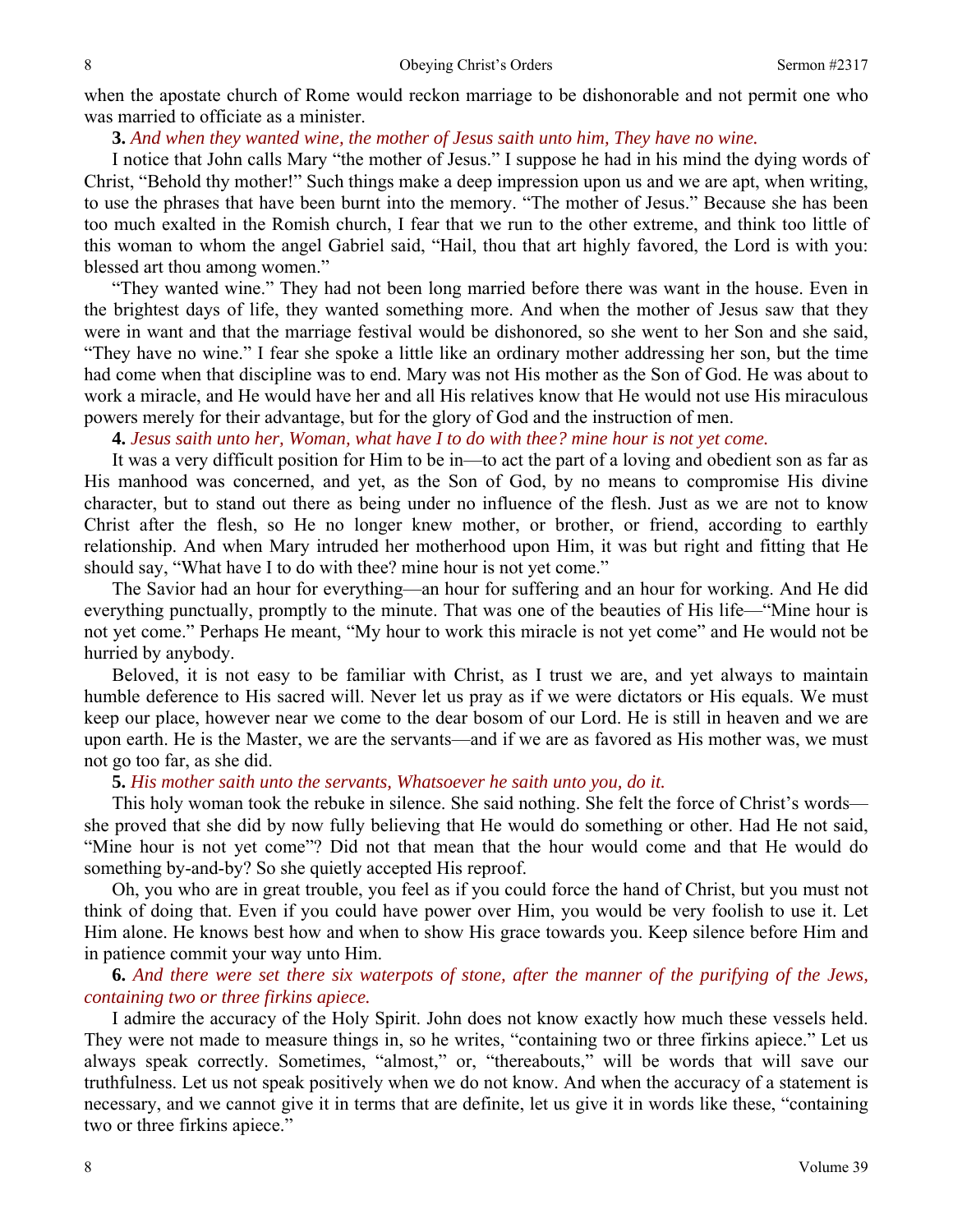when the apostate church of Rome would reckon marriage to be dishonorable and not permit one who was married to officiate as a minister.

**3.** *And when they wanted wine, the mother of Jesus saith unto him, They have no wine.*

I notice that John calls Mary "the mother of Jesus." I suppose he had in his mind the dying words of Christ, "Behold thy mother!" Such things make a deep impression upon us and we are apt, when writing, to use the phrases that have been burnt into the memory. "The mother of Jesus." Because she has been too much exalted in the Romish church, I fear that we run to the other extreme, and think too little of this woman to whom the angel Gabriel said, "Hail, thou that art highly favored, the Lord is with you: blessed art thou among women."

"They wanted wine." They had not been long married before there was want in the house. Even in the brightest days of life, they wanted something more. And when the mother of Jesus saw that they were in want and that the marriage festival would be dishonored, so she went to her Son and she said, "They have no wine." I fear she spoke a little like an ordinary mother addressing her son, but the time had come when that discipline was to end. Mary was not His mother as the Son of God. He was about to work a miracle, and He would have her and all His relatives know that He would not use His miraculous powers merely for their advantage, but for the glory of God and the instruction of men.

**4.** *Jesus saith unto her, Woman, what have I to do with thee? mine hour is not yet come.*

It was a very difficult position for Him to be in—to act the part of a loving and obedient son as far as His manhood was concerned, and yet, as the Son of God, by no means to compromise His divine character, but to stand out there as being under no influence of the flesh. Just as we are not to know Christ after the flesh, so He no longer knew mother, or brother, or friend, according to earthly relationship. And when Mary intruded her motherhood upon Him, it was but right and fitting that He should say, "What have I to do with thee? mine hour is not yet come."

The Savior had an hour for everything—an hour for suffering and an hour for working. And He did everything punctually, promptly to the minute. That was one of the beauties of His life—"Mine hour is not yet come." Perhaps He meant, "My hour to work this miracle is not yet come" and He would not be hurried by anybody.

Beloved, it is not easy to be familiar with Christ, as I trust we are, and yet always to maintain humble deference to His sacred will. Never let us pray as if we were dictators or His equals. We must keep our place, however near we come to the dear bosom of our Lord. He is still in heaven and we are upon earth. He is the Master, we are the servants—and if we are as favored as His mother was, we must not go too far, as she did.

**5.** *His mother saith unto the servants, Whatsoever he saith unto you, do it.*

This holy woman took the rebuke in silence. She said nothing. She felt the force of Christ's words—she proved that she did by now fully believing that He would do something or other. Had He not said, "Mine hour is not yet come"? Did not that mean that the hour would come and that He would do something by-and-by? So she quietly accepted His reproof.

Oh, you who are in great trouble, you feel as if you could force the hand of Christ, but you must not think of doing that. Even if you could have power over Him, you would be very foolish to use it. Let Him alone. He knows best how and when to show His grace towards you. Keep silence before Him and in patience commit your way unto Him.

**6.** *And there were set there six waterpots of stone, after the manner of the purifying of the Jews, containing two or three firkins apiece.*

I admire the accuracy of the Holy Spirit. John does not know exactly how much these vessels held. They were not made to measure things in, so he writes, "containing two or three firkins apiece." Let us always speak correctly. Sometimes, "almost," or, "thereabouts," will be words that will save our truthfulness. Let us not speak positively when we do not know. And when the accuracy of a statement is necessary, and we cannot give it in terms that are definite, let us give it in words like these, "containing two or three firkins apiece."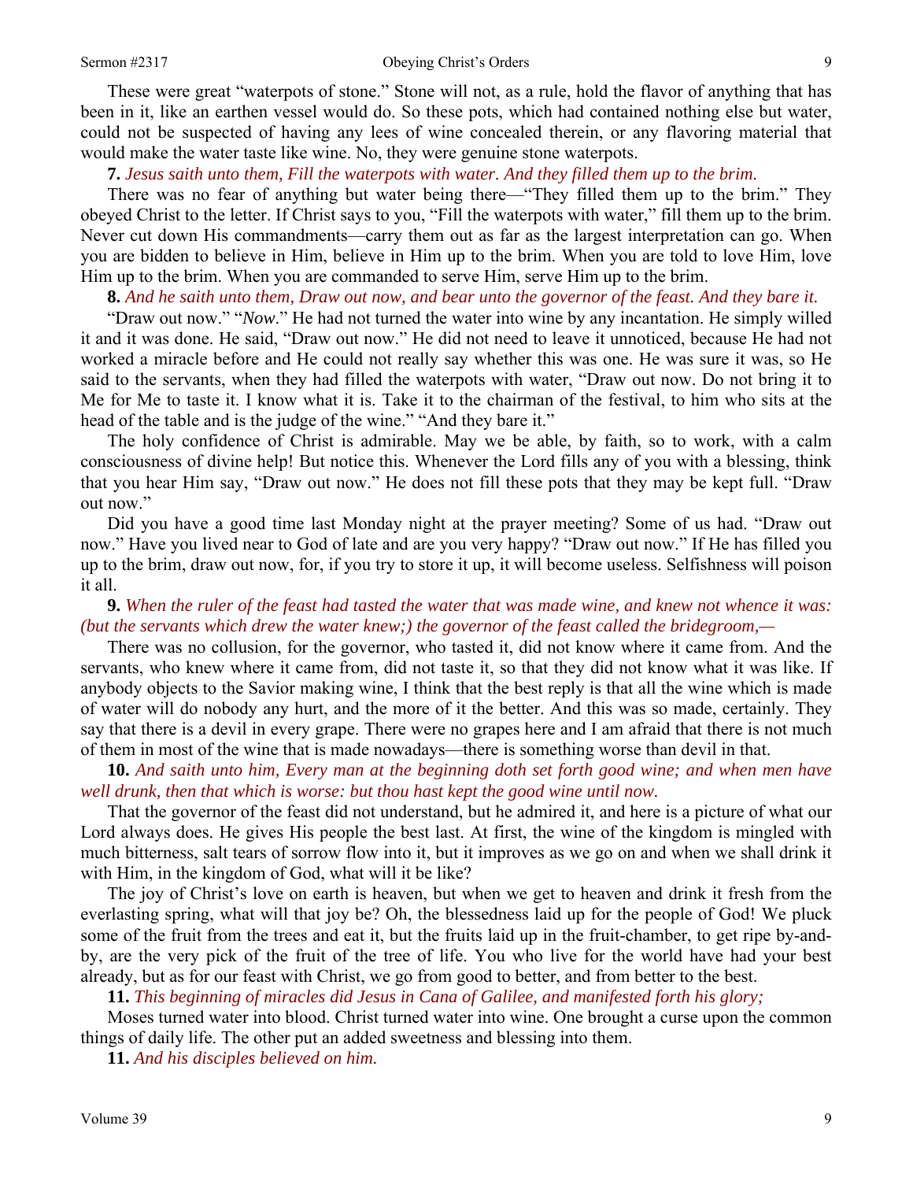These were great "waterpots of stone." Stone will not, as a rule, hold the flavor of anything that has been in it, like an earthen vessel would do. So these pots, which had contained nothing else but water, could not be suspected of having any lees of wine concealed therein, or any flavoring material that would make the water taste like wine. No, they were genuine stone waterpots.

**7.** *Jesus saith unto them, Fill the waterpots with water. And they filled them up to the brim.*

There was no fear of anything but water being there—"They filled them up to the brim." They obeyed Christ to the letter. If Christ says to you, "Fill the waterpots with water," fill them up to the brim. Never cut down His commandments—carry them out as far as the largest interpretation can go. When you are bidden to believe in Him, believe in Him up to the brim. When you are told to love Him, love Him up to the brim. When you are commanded to serve Him, serve Him up to the brim.

**8.** *And he saith unto them, Draw out now, and bear unto the governor of the feast. And they bare it.*

"Draw out now." "*Now*." He had not turned the water into wine by any incantation. He simply willed it and it was done. He said, "Draw out now." He did not need to leave it unnoticed, because He had not worked a miracle before and He could not really say whether this was one. He was sure it was, so He said to the servants, when they had filled the waterpots with water, "Draw out now. Do not bring it to Me for Me to taste it. I know what it is. Take it to the chairman of the festival, to him who sits at the head of the table and is the judge of the wine." "And they bare it."

The holy confidence of Christ is admirable. May we be able, by faith, so to work, with a calm consciousness of divine help! But notice this. Whenever the Lord fills any of you with a blessing, think that you hear Him say, "Draw out now." He does not fill these pots that they may be kept full. "Draw out now."

Did you have a good time last Monday night at the prayer meeting? Some of us had. "Draw out now." Have you lived near to God of late and are you very happy? "Draw out now." If He has filled you up to the brim, draw out now, for, if you try to store it up, it will become useless. Selfishness will poison it all.

**9.** *When the ruler of the feast had tasted the water that was made wine, and knew not whence it was: (but the servants which drew the water knew;) the governor of the feast called the bridegroom,—*

There was no collusion, for the governor, who tasted it, did not know where it came from. And the servants, who knew where it came from, did not taste it, so that they did not know what it was like. If anybody objects to the Savior making wine, I think that the best reply is that all the wine which is made of water will do nobody any hurt, and the more of it the better. And this was so made, certainly. They say that there is a devil in every grape. There were no grapes here and I am afraid that there is not much of them in most of the wine that is made nowadays—there is something worse than devil in that.

**10.** *And saith unto him, Every man at the beginning doth set forth good wine; and when men have well drunk, then that which is worse: but thou hast kept the good wine until now.*

That the governor of the feast did not understand, but he admired it, and here is a picture of what our Lord always does. He gives His people the best last. At first, the wine of the kingdom is mingled with much bitterness, salt tears of sorrow flow into it, but it improves as we go on and when we shall drink it with Him, in the kingdom of God, what will it be like?

The joy of Christ's love on earth is heaven, but when we get to heaven and drink it fresh from the everlasting spring, what will that joy be? Oh, the blessedness laid up for the people of God! We pluck some of the fruit from the trees and eat it, but the fruits laid up in the fruit-chamber, to get ripe by-and-by, are the very pick of the fruit of the tree of life. You who live for the world have had your best already, but as for our feast with Christ, we go from good to better, and from better to the best.

**11.** *This beginning of miracles did Jesus in Cana of Galilee, and manifested forth his glory;*

Moses turned water into blood. Christ turned water into wine. One brought a curse upon the common things of daily life. The other put an added sweetness and blessing into them.

**11.** *And his disciples believed on him.*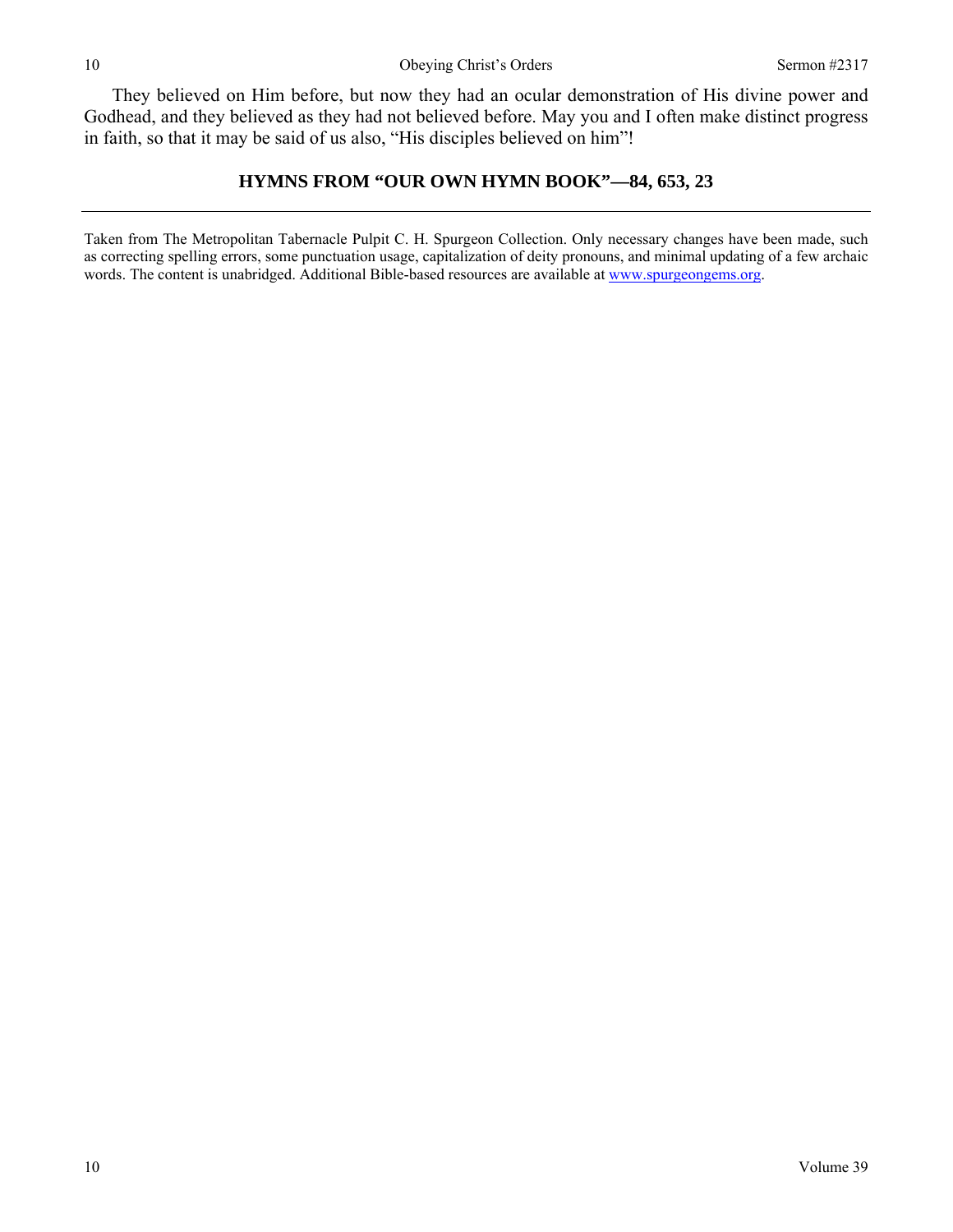They believed on Him before, but now they had an ocular demonstration of His divine power and Godhead, and they believed as they had not believed before. May you and I often make distinct progress in faith, so that it may be said of us also, "His disciples believed on him"!

**HYMNS FROM "OUR OWN HYMN BOOK"—84, 653, 23**

---

Taken from The Metropolitan Tabernacle Pulpit C. H. Spurgeon Collection. Only necessary changes have been made, such as correcting spelling errors, some punctuation usage, capitalization of deity pronouns, and minimal updating of a few archaic words. The content is unabridged. Additional Bible-based resources are available at www.spurgeongems.org.